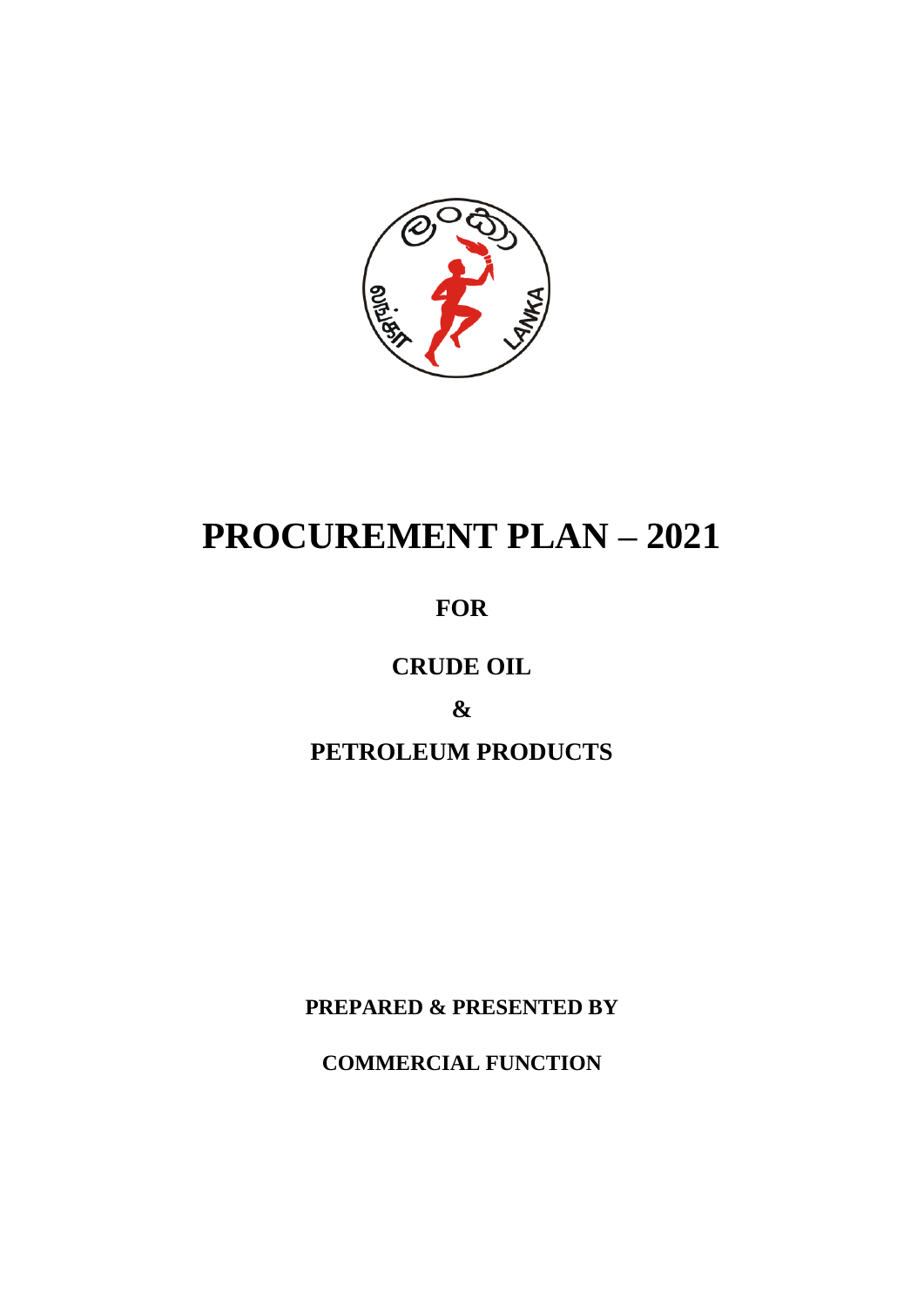# PROCUREMENT PLAN – 2021

**FOR**

**CRUDE OIL**

**&**

**PETROLEUM PRODUCTS**

**PREPARED & PRESENTED BY**

**COMMERCIAL FUNCTION**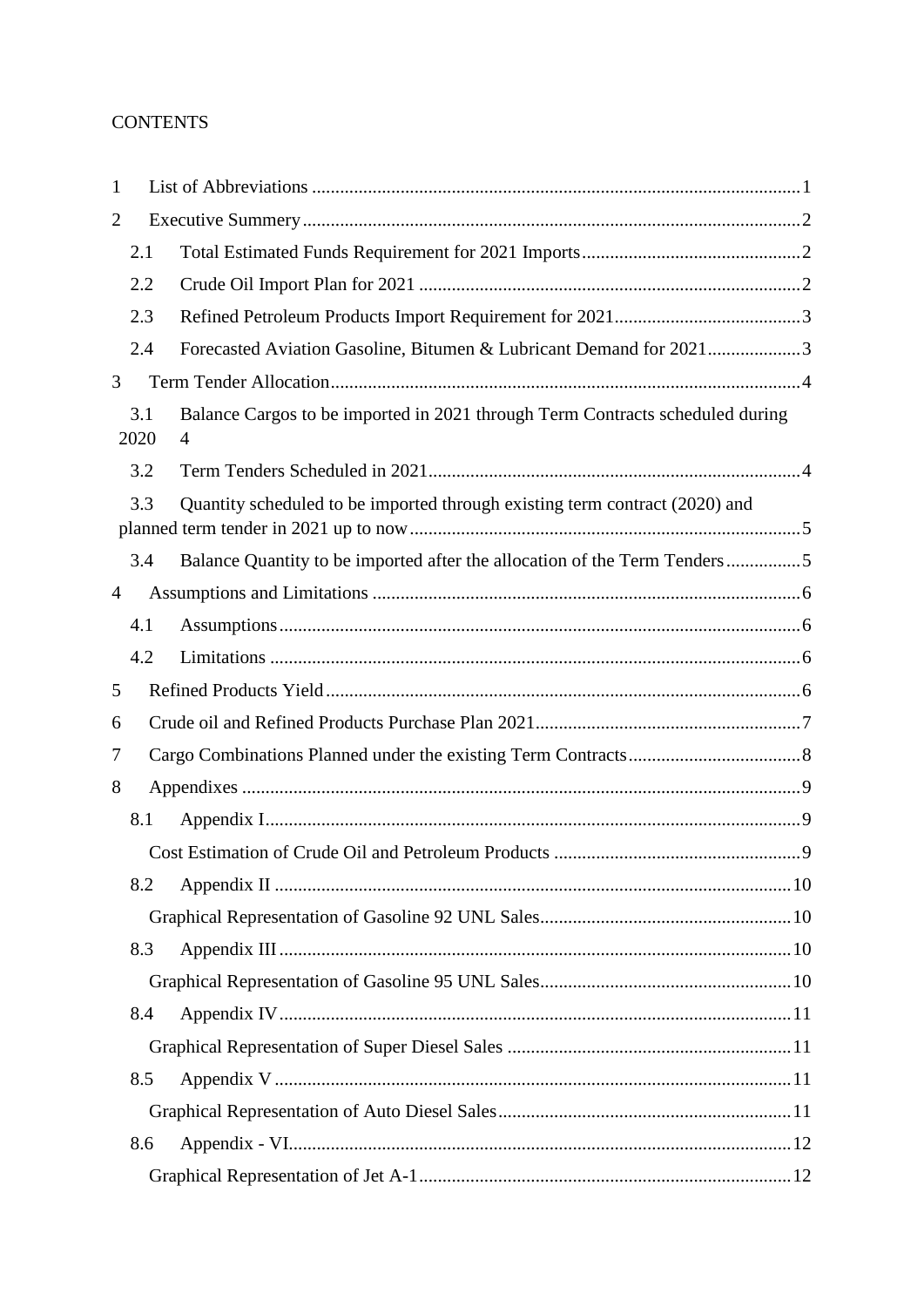CONTENTS

1 List of Abbreviations ........................................................................................................1

2 Executive Summery ..........................................................................................................2

2.1 Total Estimated Funds Requirement for 2021 Imports ...............................................2

2.2 Crude Oil Import Plan for 2021 ..................................................................................2

2.3 Refined Petroleum Products Import Requirement for 2021........................................3

2.4 Forecasted Aviation Gasoline, Bitumen & Lubricant Demand for 2021....................3

3 Term Tender Allocation....................................................................................................4

3.1 Balance Cargos to be imported in 2021 through Term Contracts scheduled during 2020 4

3.2 Term Tenders Scheduled in 2021................................................................................4

3.3 Quantity scheduled to be imported through existing term contract (2020) and planned term tender in 2021 up to now....................................................................................5

3.4 Balance Quantity to be imported after the allocation of the Term Tenders ................5

4 Assumptions and Limitations ...........................................................................................6

4.1 Assumptions...............................................................................................................6

4.2 Limitations .................................................................................................................6

5 Refined Products Yield .....................................................................................................6

6 Crude oil and Refined Products Purchase Plan 2021.........................................................7

7 Cargo Combinations Planned under the existing Term Contracts.....................................8

8 Appendixes .......................................................................................................................9

8.1 Appendix I..................................................................................................................9

Cost Estimation of Crude Oil and Petroleum Products .....................................................9

8.2 Appendix II ..............................................................................................................10

Graphical Representation of Gasoline 92 UNL Sales......................................................10

8.3 Appendix III .............................................................................................................10

Graphical Representation of Gasoline 95 UNL Sales......................................................10

8.4 Appendix IV .............................................................................................................11

Graphical Representation of Super Diesel Sales .............................................................11

8.5 Appendix V ..............................................................................................................11

Graphical Representation of Auto Diesel Sales...............................................................11

8.6 Appendix - VI...........................................................................................................12

Graphical Representation of Jet A-1................................................................................12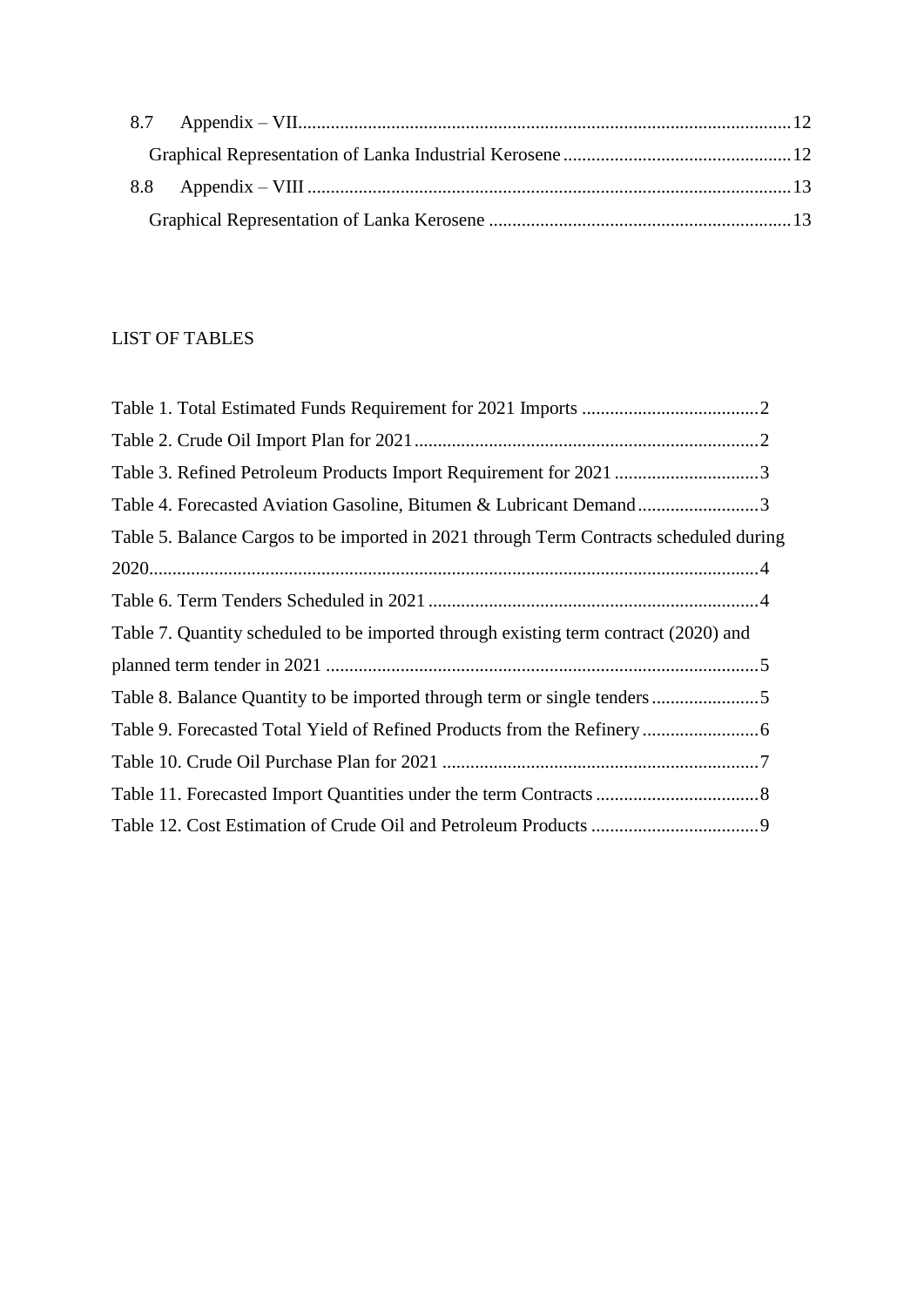8.7 Appendix – VII ........................................................................................................ 12

Graphical Representation of Lanka Industrial Kerosene ................................................ 12

8.8 Appendix – VIII ....................................................................................................... 13

Graphical Representation of Lanka Kerosene ................................................................ 13

## LIST OF TABLES

Table 1. Total Estimated Funds Requirement for 2021 Imports ...................................... 2

Table 2. Crude Oil Import Plan for 2021 .......................................................................... 2

Table 3. Refined Petroleum Products Import Requirement for 2021 ............................... 3

Table 4. Forecasted Aviation Gasoline, Bitumen & Lubricant Demand .......................... 3

Table 5. Balance Cargos to be imported in 2021 through Term Contracts scheduled during 2020 .................................................................................................................................. 4

Table 6. Term Tenders Scheduled in 2021 ....................................................................... 4

Table 7. Quantity scheduled to be imported through existing term contract (2020) and planned term tender in 2021 ............................................................................................. 5

Table 8. Balance Quantity to be imported through term or single tenders ....................... 5

Table 9. Forecasted Total Yield of Refined Products from the Refinery ......................... 6

Table 10. Crude Oil Purchase Plan for 2021 .................................................................... 7

Table 11. Forecasted Import Quantities under the term Contracts ................................... 8

Table 12. Cost Estimation of Crude Oil and Petroleum Products .................................... 9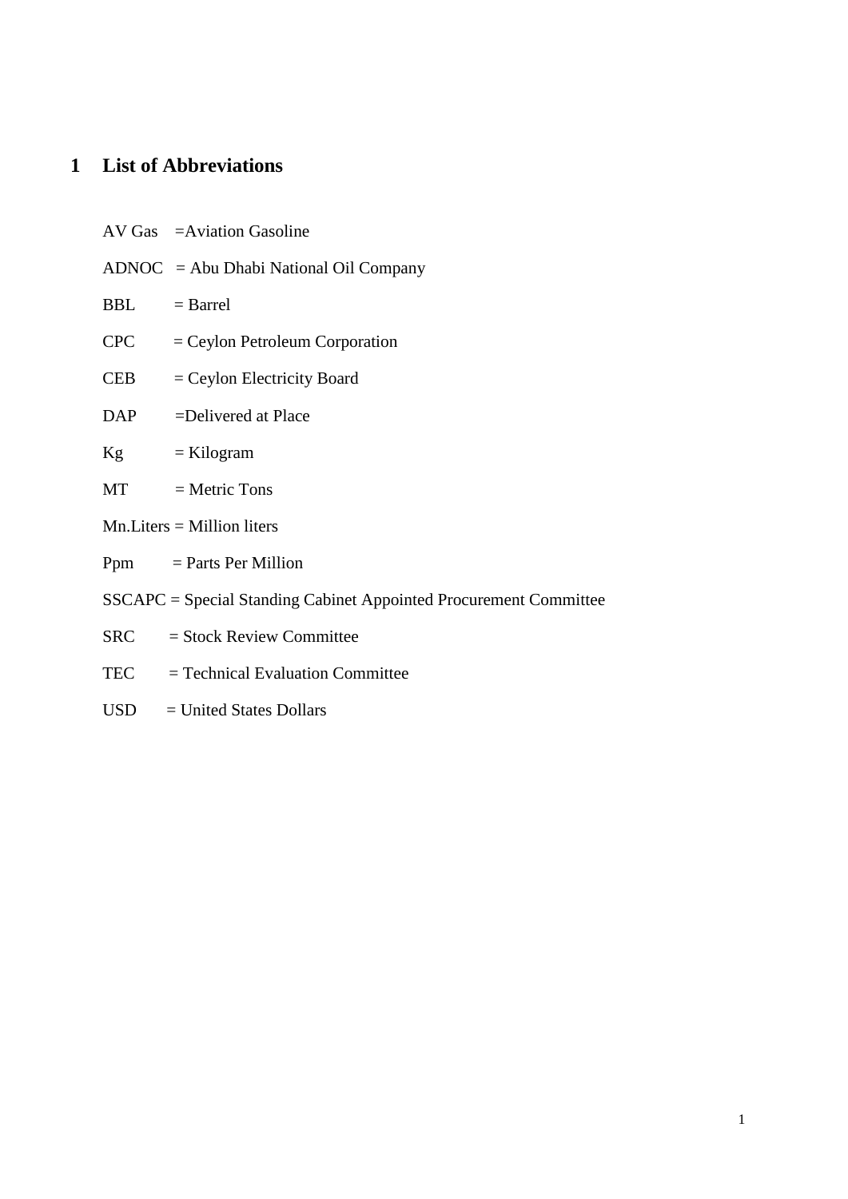# 1 List of Abbreviations

AV Gas =Aviation Gasoline

ADNOC = Abu Dhabi National Oil Company

BBL = Barrel

CPC = Ceylon Petroleum Corporation

CEB = Ceylon Electricity Board

DAP =Delivered at Place

Kg = Kilogram

MT = Metric Tons

Mn.Liters = Million liters

Ppm = Parts Per Million

SSCAPC = Special Standing Cabinet Appointed Procurement Committee

SRC = Stock Review Committee

TEC = Technical Evaluation Committee

USD = United States Dollars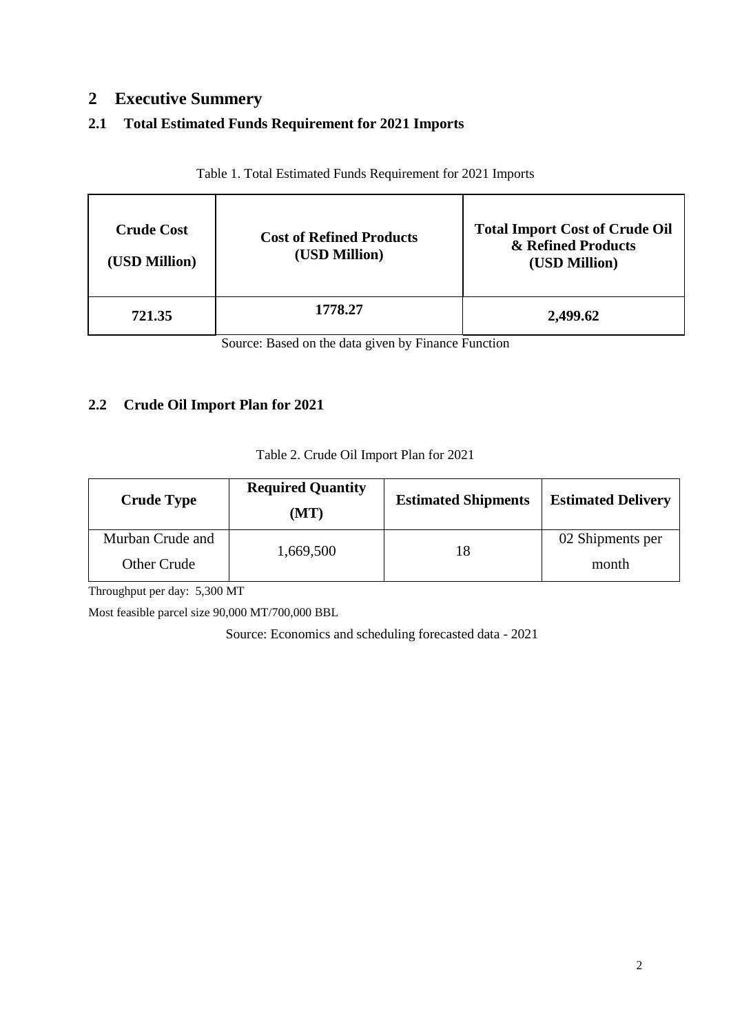# 2 Executive Summery

## 2.1 Total Estimated Funds Requirement for 2021 Imports

Table 1. Total Estimated Funds Requirement for 2021 Imports

| Crude Cost (USD Million) | Cost of Refined Products (USD Million) | Total Import Cost of Crude Oil & Refined Products (USD Million) |
|---|---|---|
| **721.35** | **1778.27** | **2,499.62** |

Source: Based on the data given by Finance Function

## 2.2 Crude Oil Import Plan for 2021

Table 2. Crude Oil Import Plan for 2021

| Crude Type | Required Quantity (MT) | Estimated Shipments | Estimated Delivery |
|---|---|---|---|
| Murban Crude and Other Crude | 1,669,500 | 18 | 02 Shipments per month |

Throughput per day: 5,300 MT

Most feasible parcel size 90,000 MT/700,000 BBL

Source: Economics and scheduling forecasted data - 2021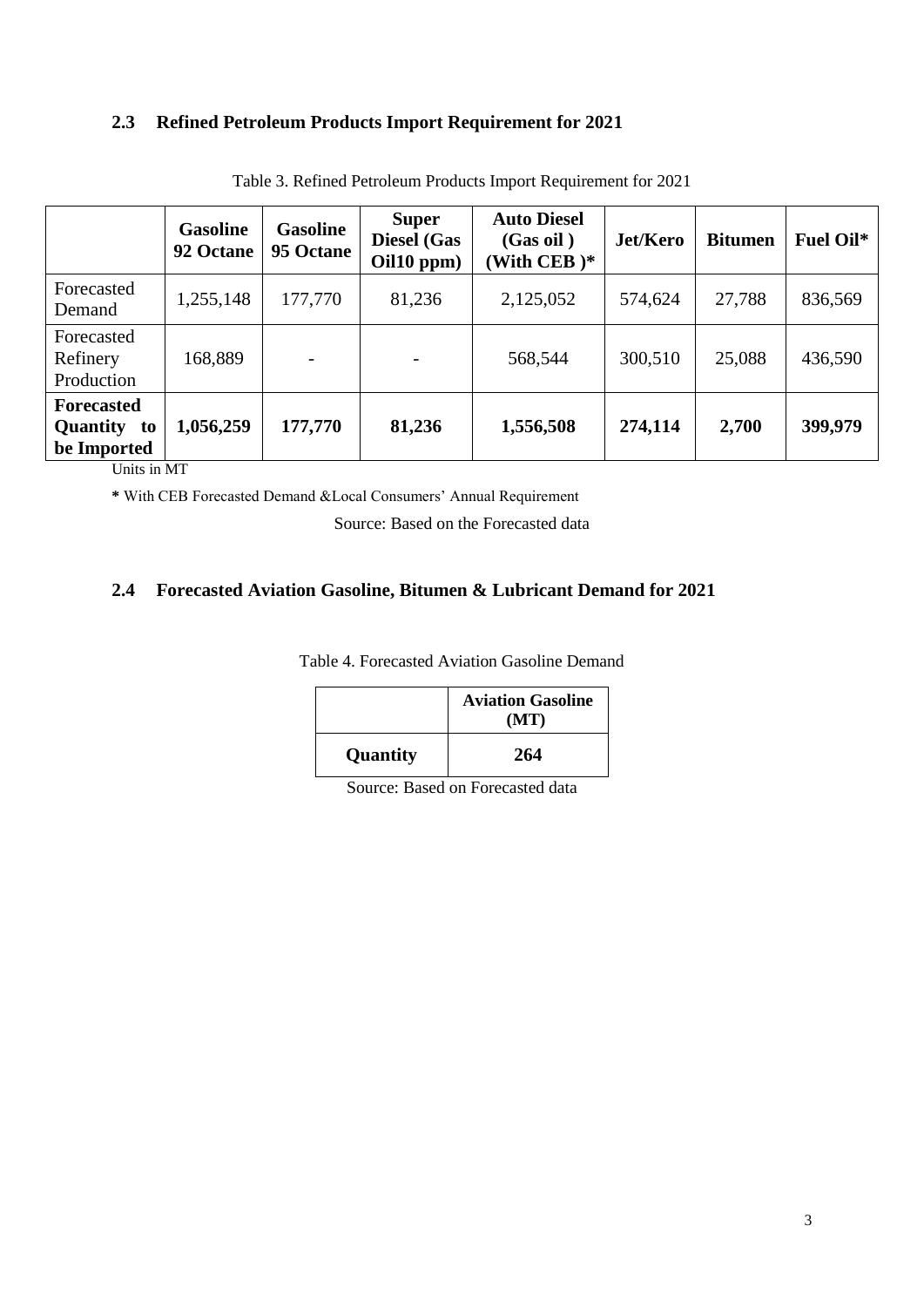## 2.3 Refined Petroleum Products Import Requirement for 2021

Table 3. Refined Petroleum Products Import Requirement for 2021

| | Gasoline 92 Octane | Gasoline 95 Octane | Super Diesel (Gas Oil10 ppm) | Auto Diesel (Gas oil ) (With CEB )* | Jet/Kero | Bitumen | Fuel Oil* |
|---|---|---|---|---|---|---|---|
| Forecasted Demand | 1,255,148 | 177,770 | 81,236 | 2,125,052 | 574,624 | 27,788 | 836,569 |
| Forecasted Refinery Production | 168,889 | - | - | 568,544 | 300,510 | 25,088 | 436,590 |
| **Forecasted Quantity to be Imported** | **1,056,259** | **177,770** | **81,236** | **1,556,508** | **274,114** | **2,700** | **399,979** |

Units in MT

**\*** With CEB Forecasted Demand &Local Consumers' Annual Requirement

Source: Based on the Forecasted data

## 2.4 Forecasted Aviation Gasoline, Bitumen & Lubricant Demand for 2021

Table 4. Forecasted Aviation Gasoline Demand

| | Aviation Gasoline (MT) |
|---|---|
| **Quantity** | **264** |

Source: Based on Forecasted data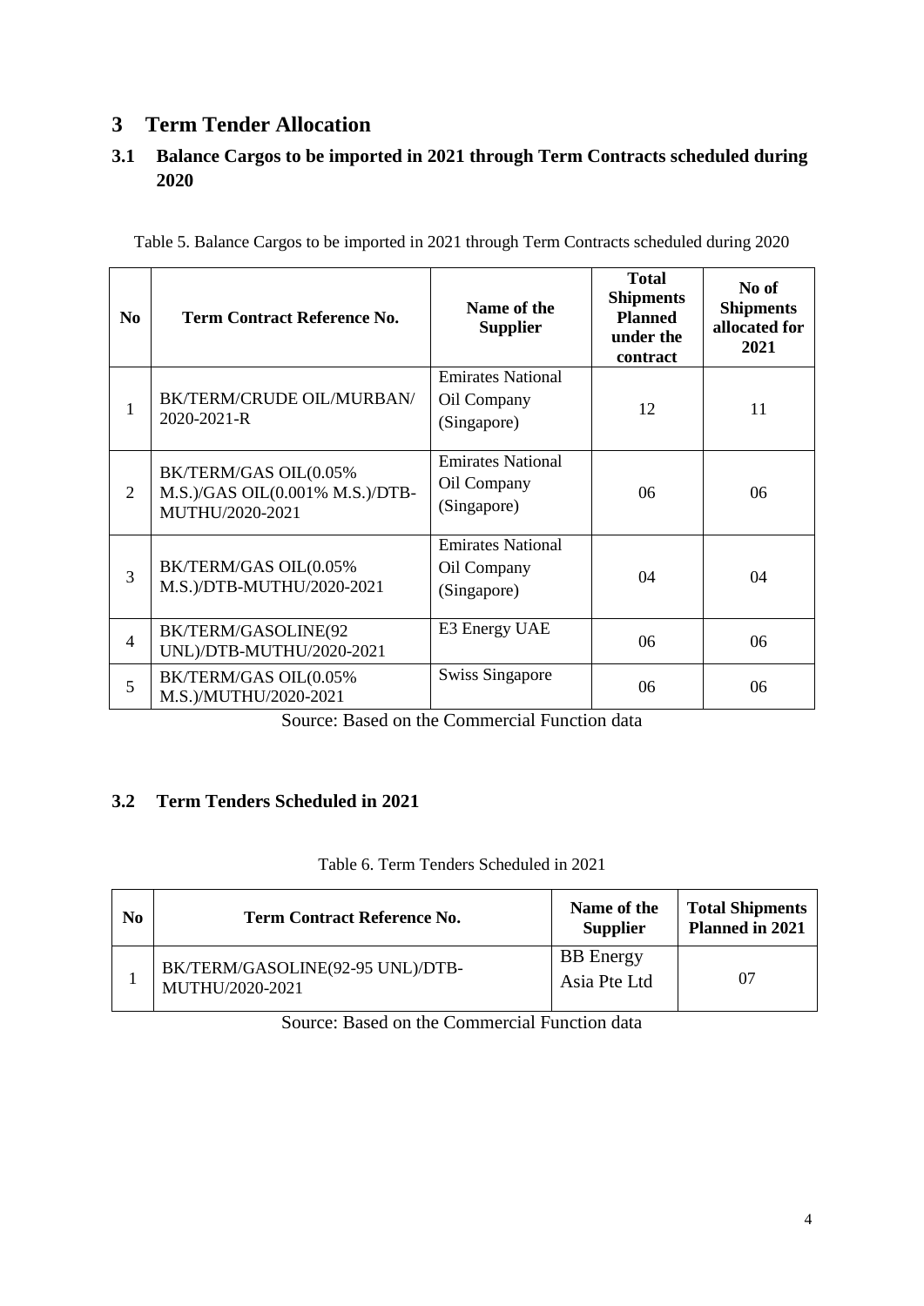# 3 Term Tender Allocation

## 3.1 Balance Cargos to be imported in 2021 through Term Contracts scheduled during 2020

Table 5. Balance Cargos to be imported in 2021 through Term Contracts scheduled during 2020

| No | Term Contract Reference No. | Name of the Supplier | Total Shipments Planned under the contract | No of Shipments allocated for 2021 |
|---|---|---|---|---|
| 1 | BK/TERM/CRUDE OIL/MURBAN/ 2020-2021-R | Emirates National Oil Company (Singapore) | 12 | 11 |
| 2 | BK/TERM/GAS OIL(0.05% M.S.)/GAS OIL(0.001% M.S.)/DTB-MUTHU/2020-2021 | Emirates National Oil Company (Singapore) | 06 | 06 |
| 3 | BK/TERM/GAS OIL(0.05% M.S.)/DTB-MUTHU/2020-2021 | Emirates National Oil Company (Singapore) | 04 | 04 |
| 4 | BK/TERM/GASOLINE(92 UNL)/DTB-MUTHU/2020-2021 | E3 Energy UAE | 06 | 06 |
| 5 | BK/TERM/GAS OIL(0.05% M.S.)/MUTHU/2020-2021 | Swiss Singapore | 06 | 06 |

Source: Based on the Commercial Function data

## 3.2 Term Tenders Scheduled in 2021

Table 6. Term Tenders Scheduled in 2021

| No | Term Contract Reference No. | Name of the Supplier | Total Shipments Planned in 2021 |
|---|---|---|---|
| 1 | BK/TERM/GASOLINE(92-95 UNL)/DTB-MUTHU/2020-2021 | BB Energy Asia Pte Ltd | 07 |

Source: Based on the Commercial Function data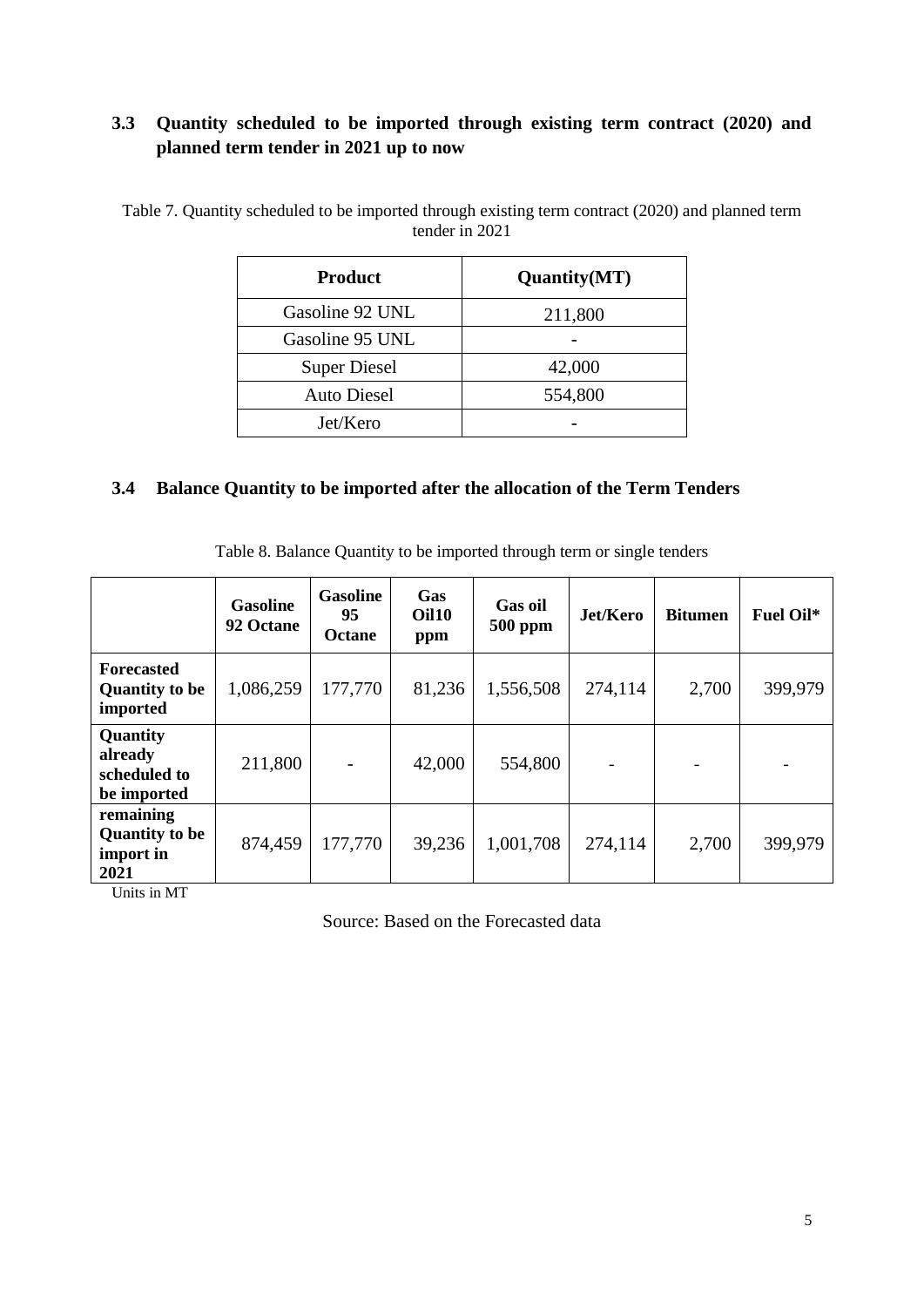## 3.3 Quantity scheduled to be imported through existing term contract (2020) and planned term tender in 2021 up to now

Table 7. Quantity scheduled to be imported through existing term contract (2020) and planned term tender in 2021

| Product | Quantity(MT) |
|---|---|
| Gasoline 92 UNL | 211,800 |
| Gasoline 95 UNL | - |
| Super Diesel | 42,000 |
| Auto Diesel | 554,800 |
| Jet/Kero | - |

## 3.4 Balance Quantity to be imported after the allocation of the Term Tenders

Table 8. Balance Quantity to be imported through term or single tenders

| | Gasoline 92 Octane | Gasoline 95 Octane | Gas Oil10 ppm | Gas oil 500 ppm | Jet/Kero | Bitumen | Fuel Oil* |
|---|---|---|---|---|---|---|---|
| **Forecasted Quantity to be imported** | 1,086,259 | 177,770 | 81,236 | 1,556,508 | 274,114 | 2,700 | 399,979 |
| **Quantity already scheduled to be imported** | 211,800 | - | 42,000 | 554,800 | - | - | - |
| **remaining Quantity to be import in 2021** | 874,459 | 177,770 | 39,236 | 1,001,708 | 274,114 | 2,700 | 399,979 |

Units in MT

Source: Based on the Forecasted data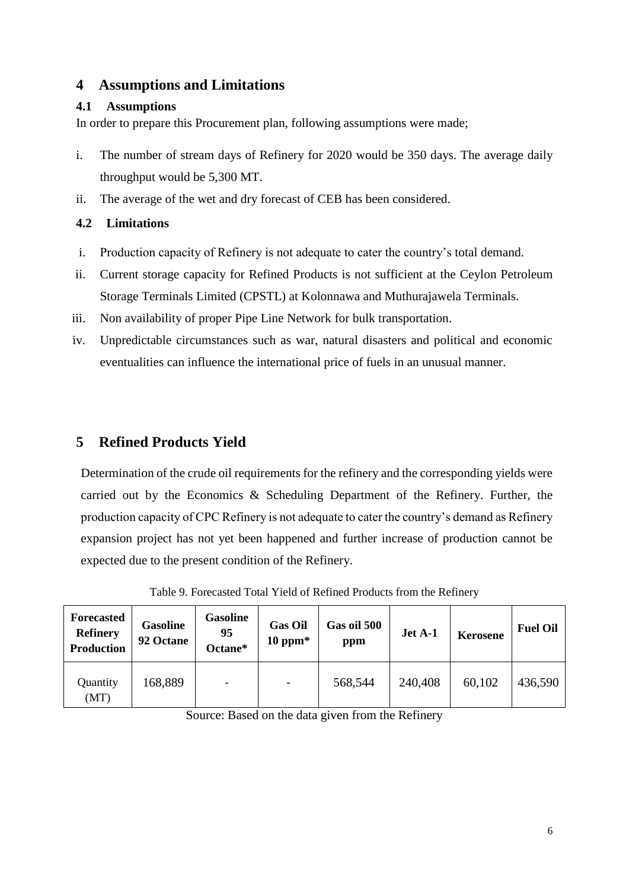# 4 Assumptions and Limitations

## 4.1 Assumptions

In order to prepare this Procurement plan, following assumptions were made;

i. The number of stream days of Refinery for 2020 would be 350 days. The average daily throughput would be 5,300 MT.

ii. The average of the wet and dry forecast of CEB has been considered.

## 4.2 Limitations

i. Production capacity of Refinery is not adequate to cater the country's total demand.

ii. Current storage capacity for Refined Products is not sufficient at the Ceylon Petroleum Storage Terminals Limited (CPSTL) at Kolonnawa and Muthurajawela Terminals.

iii. Non availability of proper Pipe Line Network for bulk transportation.

iv. Unpredictable circumstances such as war, natural disasters and political and economic eventualities can influence the international price of fuels in an unusual manner.

# 5 Refined Products Yield

Determination of the crude oil requirements for the refinery and the corresponding yields were carried out by the Economics & Scheduling Department of the Refinery. Further, the production capacity of CPC Refinery is not adequate to cater the country's demand as Refinery expansion project has not yet been happened and further increase of production cannot be expected due to the present condition of the Refinery.

Table 9. Forecasted Total Yield of Refined Products from the Refinery

| Forecasted Refinery Production | Gasoline 92 Octane | Gasoline 95 Octane* | Gas Oil 10 ppm* | Gas oil 500 ppm | Jet A-1 | Kerosene | Fuel Oil |
|---|---|---|---|---|---|---|---|
| Quantity (MT) | 168,889 | - | - | 568,544 | 240,408 | 60,102 | 436,590 |

Source: Based on the data given from the Refinery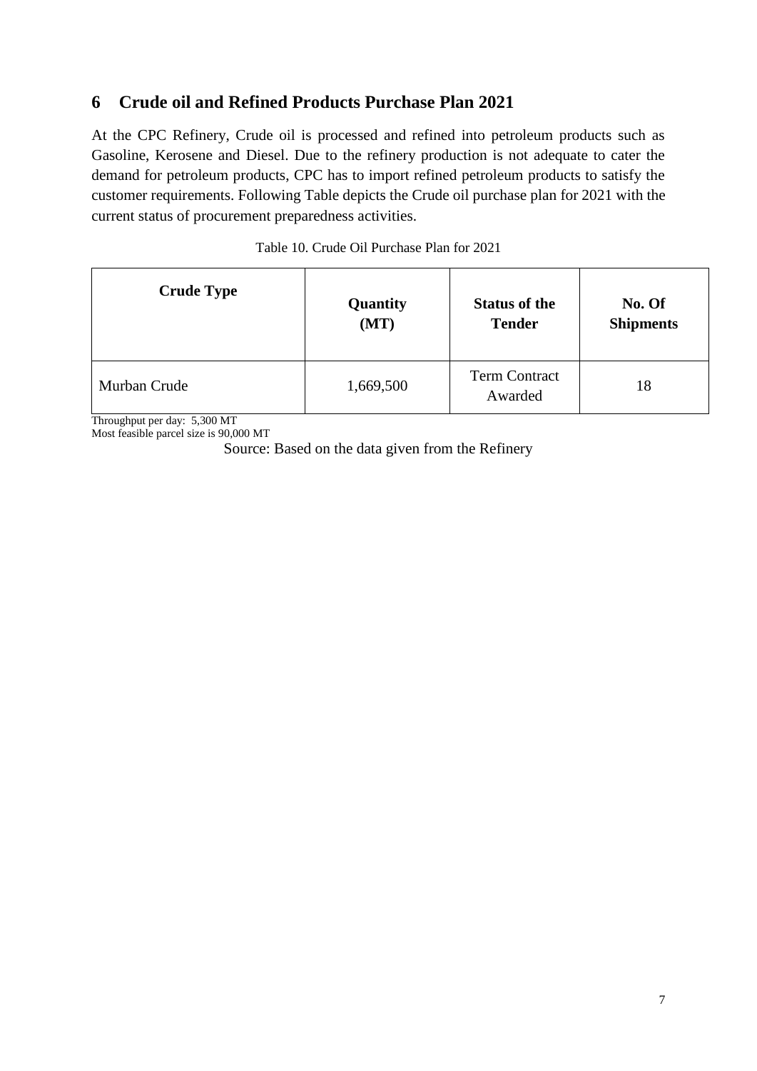## 6 Crude oil and Refined Products Purchase Plan 2021

At the CPC Refinery, Crude oil is processed and refined into petroleum products such as Gasoline, Kerosene and Diesel. Due to the refinery production is not adequate to cater the demand for petroleum products, CPC has to import refined petroleum products to satisfy the customer requirements. Following Table depicts the Crude oil purchase plan for 2021 with the current status of procurement preparedness activities.

Table 10. Crude Oil Purchase Plan for 2021

| Crude Type | Quantity (MT) | Status of the Tender | No. Of Shipments |
|---|---|---|---|
| Murban Crude | 1,669,500 | Term Contract Awarded | 18 |

Throughput per day: 5,300 MT
Most feasible parcel size is 90,000 MT

Source: Based on the data given from the Refinery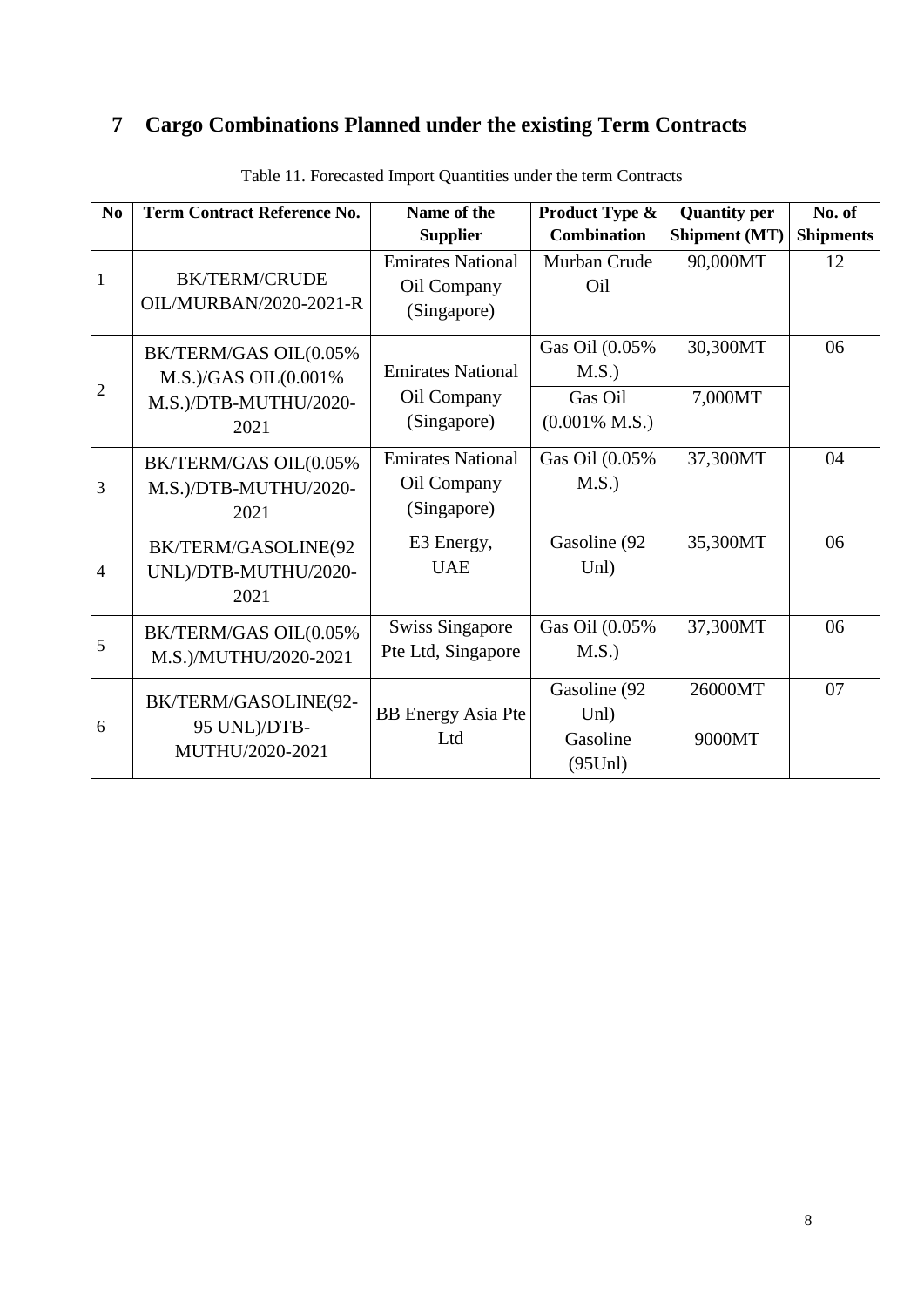# 7 Cargo Combinations Planned under the existing Term Contracts

Table 11. Forecasted Import Quantities under the term Contracts

| No | Term Contract Reference No. | Name of the Supplier | Product Type & Combination | Quantity per Shipment (MT) | No. of Shipments |
|---|---|---|---|---|---|
| 1 | BK/TERM/CRUDE OIL/MURBAN/2020-2021-R | Emirates National Oil Company (Singapore) | Murban Crude Oil | 90,000MT | 12 |
| 2 | BK/TERM/GAS OIL(0.05% M.S.)/GAS OIL(0.001% M.S.)/DTB-MUTHU/2020-2021 | Emirates National Oil Company (Singapore) | Gas Oil (0.05% M.S.) | 30,300MT | 06 |
| | | | Gas Oil (0.001% M.S.) | 7,000MT | |
| 3 | BK/TERM/GAS OIL(0.05% M.S.)/DTB-MUTHU/2020-2021 | Emirates National Oil Company (Singapore) | Gas Oil (0.05% M.S.) | 37,300MT | 04 |
| 4 | BK/TERM/GASOLINE(92 UNL)/DTB-MUTHU/2020-2021 | E3 Energy, UAE | Gasoline (92 Unl) | 35,300MT | 06 |
| 5 | BK/TERM/GAS OIL(0.05% M.S.)/MUTHU/2020-2021 | Swiss Singapore Pte Ltd, Singapore | Gas Oil (0.05% M.S.) | 37,300MT | 06 |
| 6 | BK/TERM/GASOLINE(92-95 UNL)/DTB-MUTHU/2020-2021 | BB Energy Asia Pte Ltd | Gasoline (92 Unl) | 26000MT | 07 |
| | | | Gasoline (95Unl) | 9000MT | |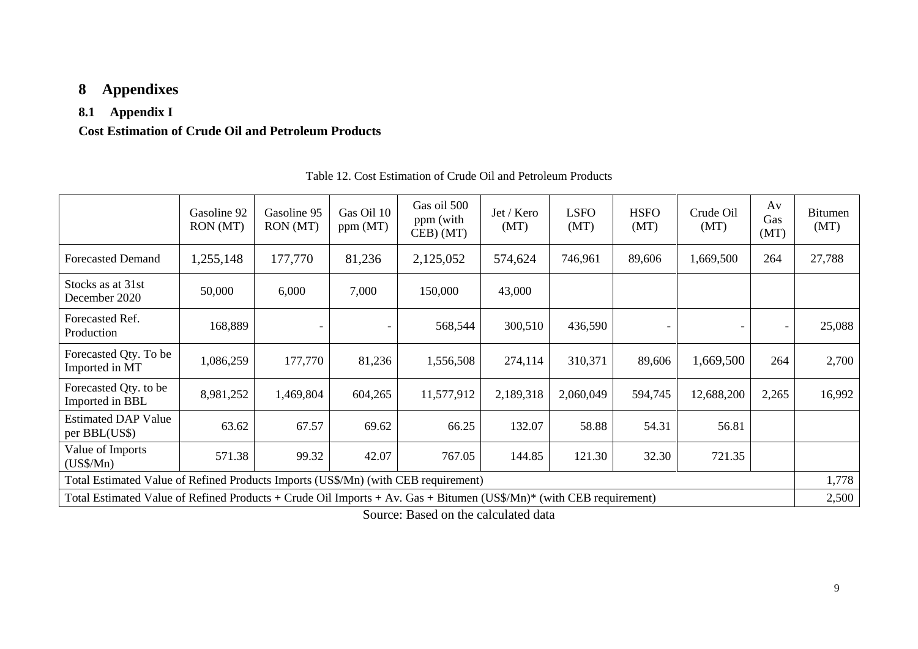# 8 Appendixes

## 8.1 Appendix I

**Cost Estimation of Crude Oil and Petroleum Products**

Table 12. Cost Estimation of Crude Oil and Petroleum Products

| | Gasoline 92 RON (MT) | Gasoline 95 RON (MT) | Gas Oil 10 ppm (MT) | Gas oil 500 ppm (with CEB) (MT) | Jet / Kero (MT) | LSFO (MT) | HSFO (MT) | Crude Oil (MT) | Av Gas (MT) | Bitumen (MT) |
|---|---|---|---|---|---|---|---|---|---|---|
| Forecasted Demand | 1,255,148 | 177,770 | 81,236 | 2,125,052 | 574,624 | 746,961 | 89,606 | 1,669,500 | 264 | 27,788 |
| Stocks as at 31st December 2020 | 50,000 | 6,000 | 7,000 | 150,000 | 43,000 | | | | | |
| Forecasted Ref. Production | 168,889 | - | - | 568,544 | 300,510 | 436,590 | - | - | - | 25,088 |
| Forecasted Qty. To be Imported in MT | 1,086,259 | 177,770 | 81,236 | 1,556,508 | 274,114 | 310,371 | 89,606 | 1,669,500 | 264 | 2,700 |
| Forecasted Qty. to be Imported in BBL | 8,981,252 | 1,469,804 | 604,265 | 11,577,912 | 2,189,318 | 2,060,049 | 594,745 | 12,688,200 | 2,265 | 16,992 |
| Estimated DAP Value per BBL(US$) | 63.62 | 67.57 | 69.62 | 66.25 | 132.07 | 58.88 | 54.31 | 56.81 | | |
| Value of Imports (US$/Mn) | 571.38 | 99.32 | 42.07 | 767.05 | 144.85 | 121.30 | 32.30 | 721.35 | | |
| Total Estimated Value of Refined Products Imports (US$/Mn) (with CEB requirement) | | | | | | | | | | 1,778 |
| Total Estimated Value of Refined Products + Crude Oil Imports + Av. Gas + Bitumen (US$/Mn)* (with CEB requirement) | | | | | | | | | | 2,500 |

Source: Based on the calculated data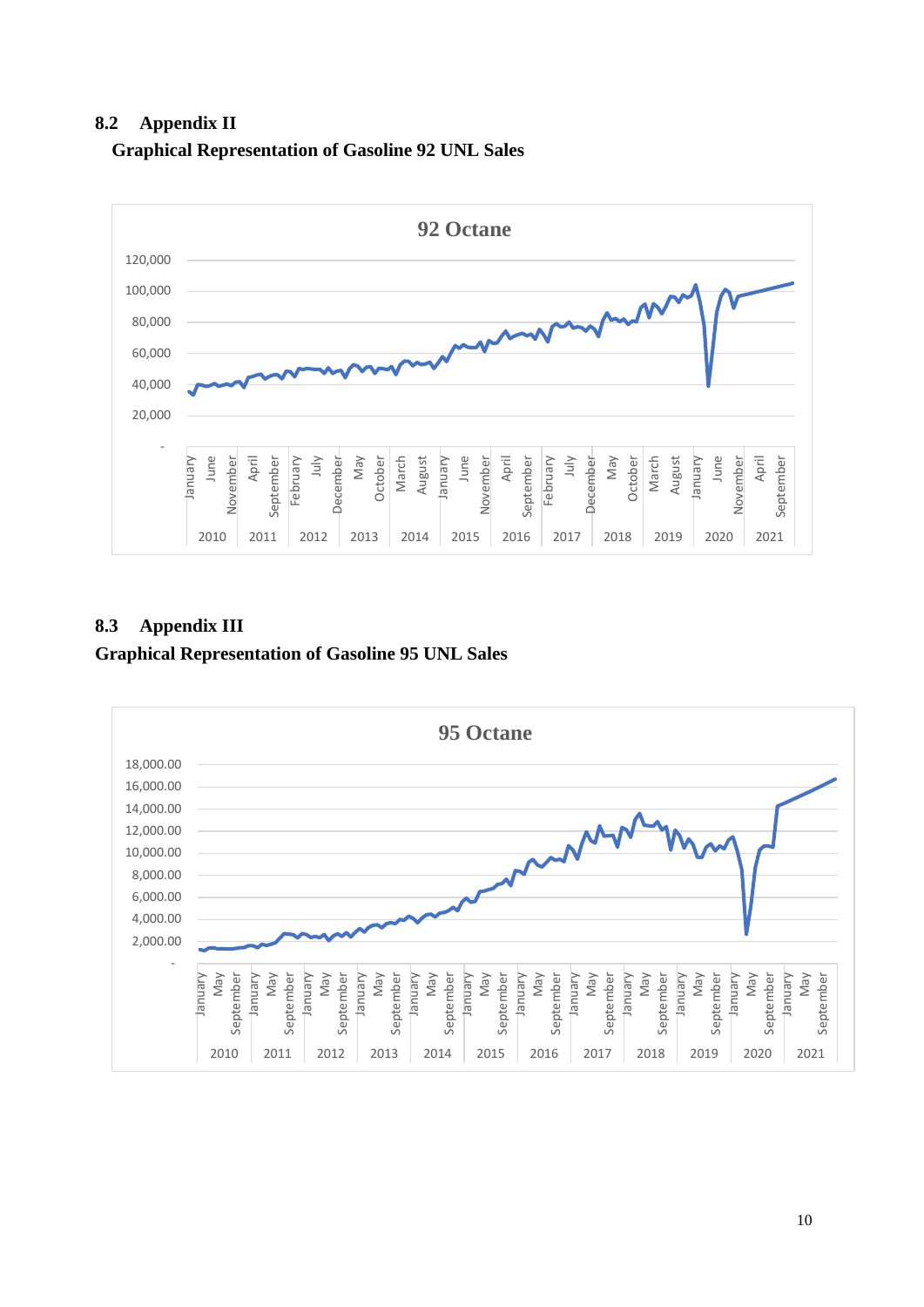## 8.2 Appendix II

**Graphical Representation of Gasoline 92 UNL Sales**

## 8.3 Appendix III

**Graphical Representation of Gasoline 95 UNL Sales**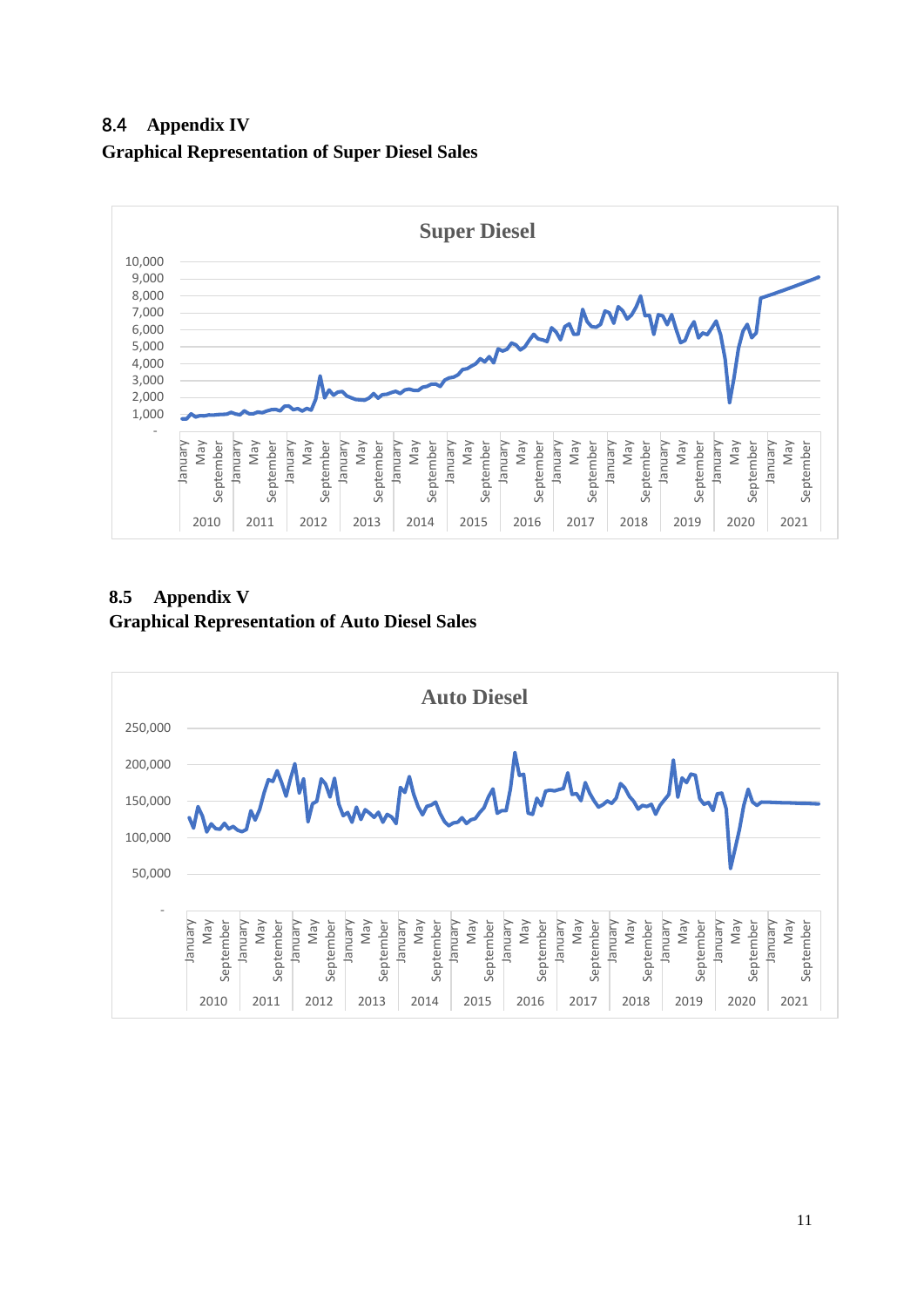## 8.4 Appendix IV

**Graphical Representation of Super Diesel Sales**

## 8.5 Appendix V

**Graphical Representation of Auto Diesel Sales**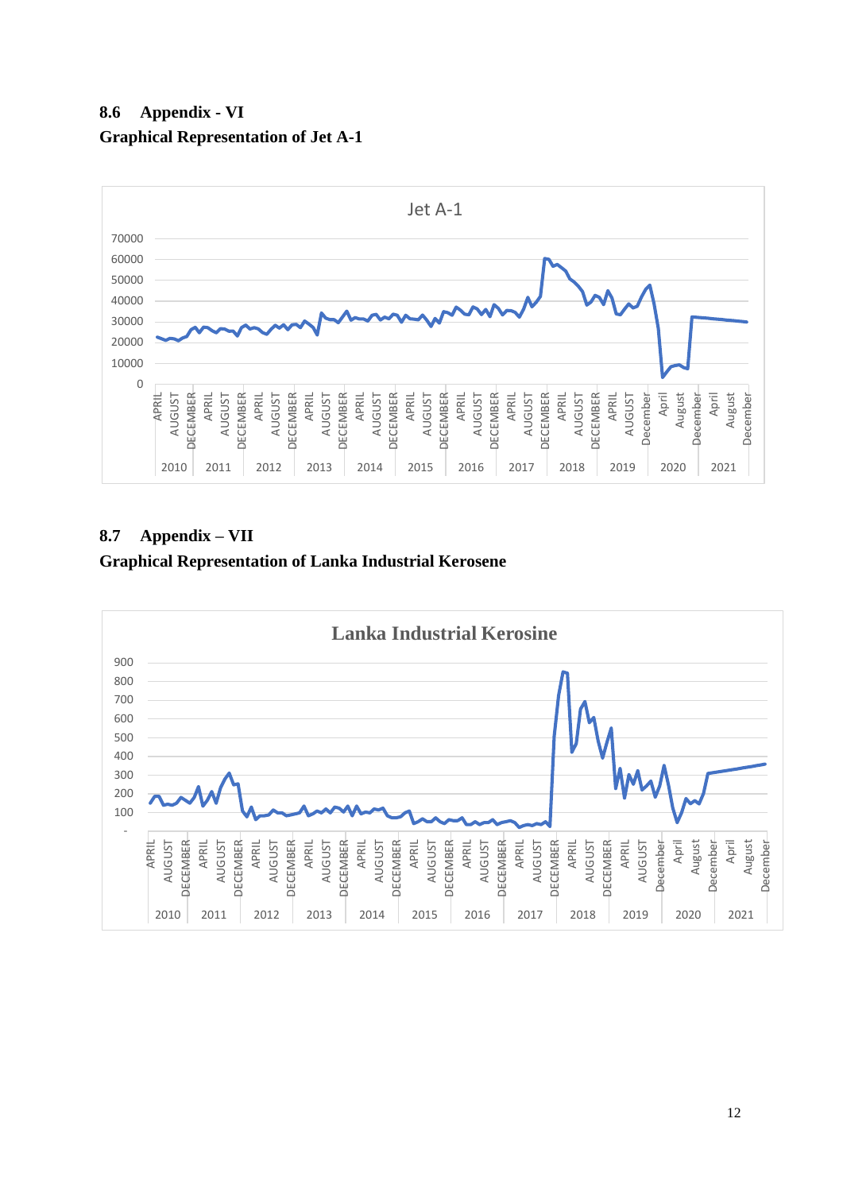## 8.6 Appendix - VI

**Graphical Representation of Jet A-1**

## 8.7 Appendix – VII

**Graphical Representation of Lanka Industrial Kerosene**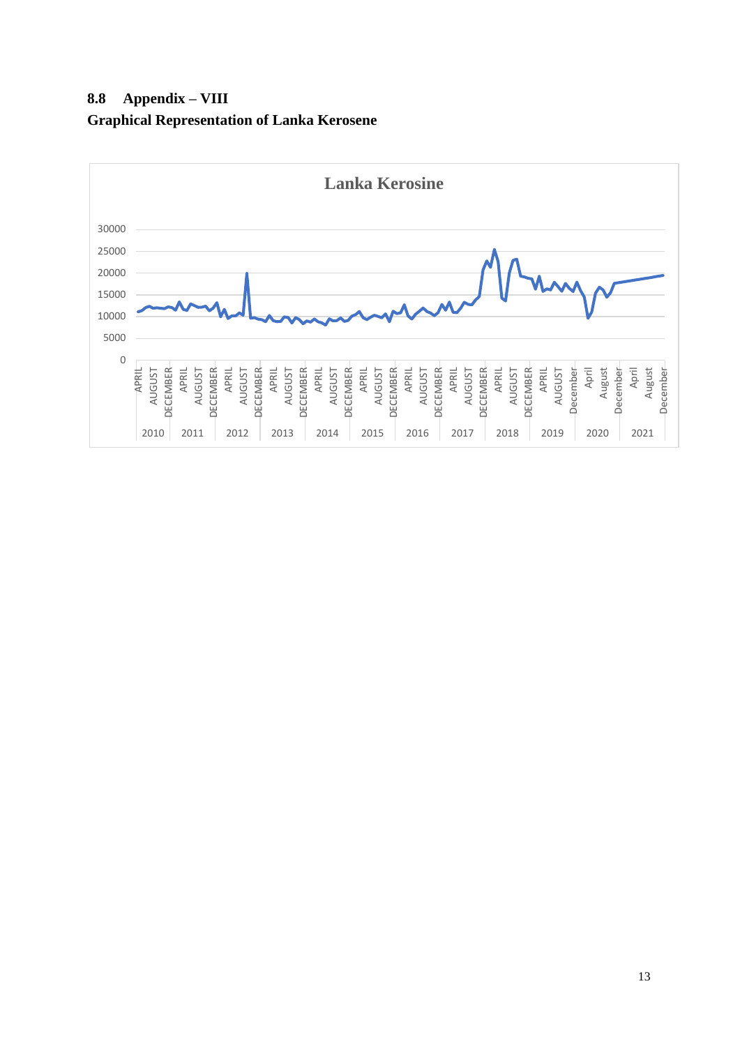## 8.8 Appendix – VIII

**Graphical Representation of Lanka Kerosene**

Lanka Kerosine

30000
25000
20000
15000
10000
5000
0

APRIL AUGUST DECEMBER APRIL AUGUST DECEMBER APRIL AUGUST DECEMBER APRIL AUGUST DECEMBER APRIL AUGUST DECEMBER APRIL AUGUST DECEMBER APRIL AUGUST DECEMBER APRIL AUGUST DECEMBER APRIL AUGUST DECEMBER APRIL AUGUST December April August December April August December

2010 2011 2012 2013 2014 2015 2016 2017 2018 2019 2020 2021